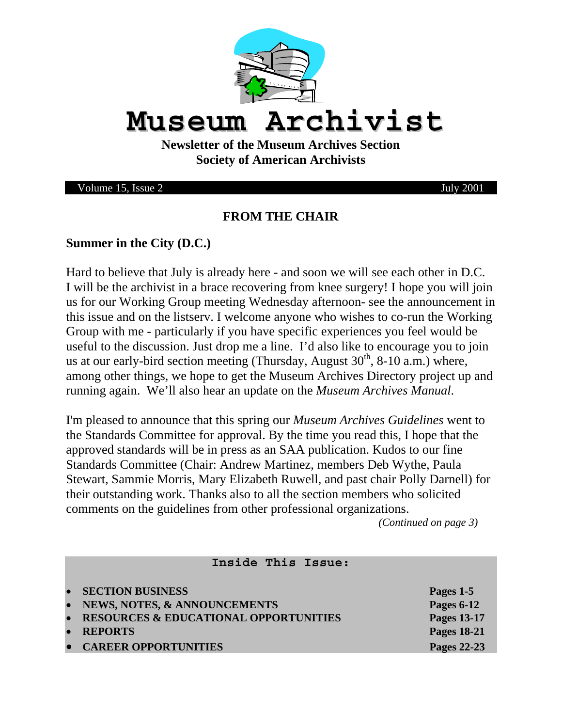# Museum Archivist

**Newsletter of the Museum Archives Section**
**Society of American Archivists**

Volume 15, Issue 2 July 2001

## FROM THE CHAIR

### Summer in the City (D.C.)

Hard to believe that July is already here - and soon we will see each other in D.C. I will be the archivist in a brace recovering from knee surgery! I hope you will join us for our Working Group meeting Wednesday afternoon- see the announcement in this issue and on the listserv. I welcome anyone who wishes to co-run the Working Group with me - particularly if you have specific experiences you feel would be useful to the discussion. Just drop me a line. I'd also like to encourage you to join us at our early-bird section meeting (Thursday, August 30th, 8-10 a.m.) where, among other things, we hope to get the Museum Archives Directory project up and running again. We'll also hear an update on the *Museum Archives Manual*.

I'm pleased to announce that this spring our *Museum Archives Guidelines* went to the Standards Committee for approval. By the time you read this, I hope that the approved standards will be in press as an SAA publication. Kudos to our fine Standards Committee (Chair: Andrew Martinez, members Deb Wythe, Paula Stewart, Sammie Morris, Mary Elizabeth Ruwell, and past chair Polly Darnell) for their outstanding work. Thanks also to all the section members who solicited comments on the guidelines from other professional organizations.

*(Continued on page 3)*

**Inside This Issue:**

- **SECTION BUSINESS** — **Pages 1-5**
- **NEWS, NOTES, & ANNOUNCEMENTS** — **Pages 6-12**
- **RESOURCES & EDUCATIONAL OPPORTUNITIES** — **Pages 13-17**
- **REPORTS** — **Pages 18-21**
- **CAREER OPPORTUNITIES** — **Pages 22-23**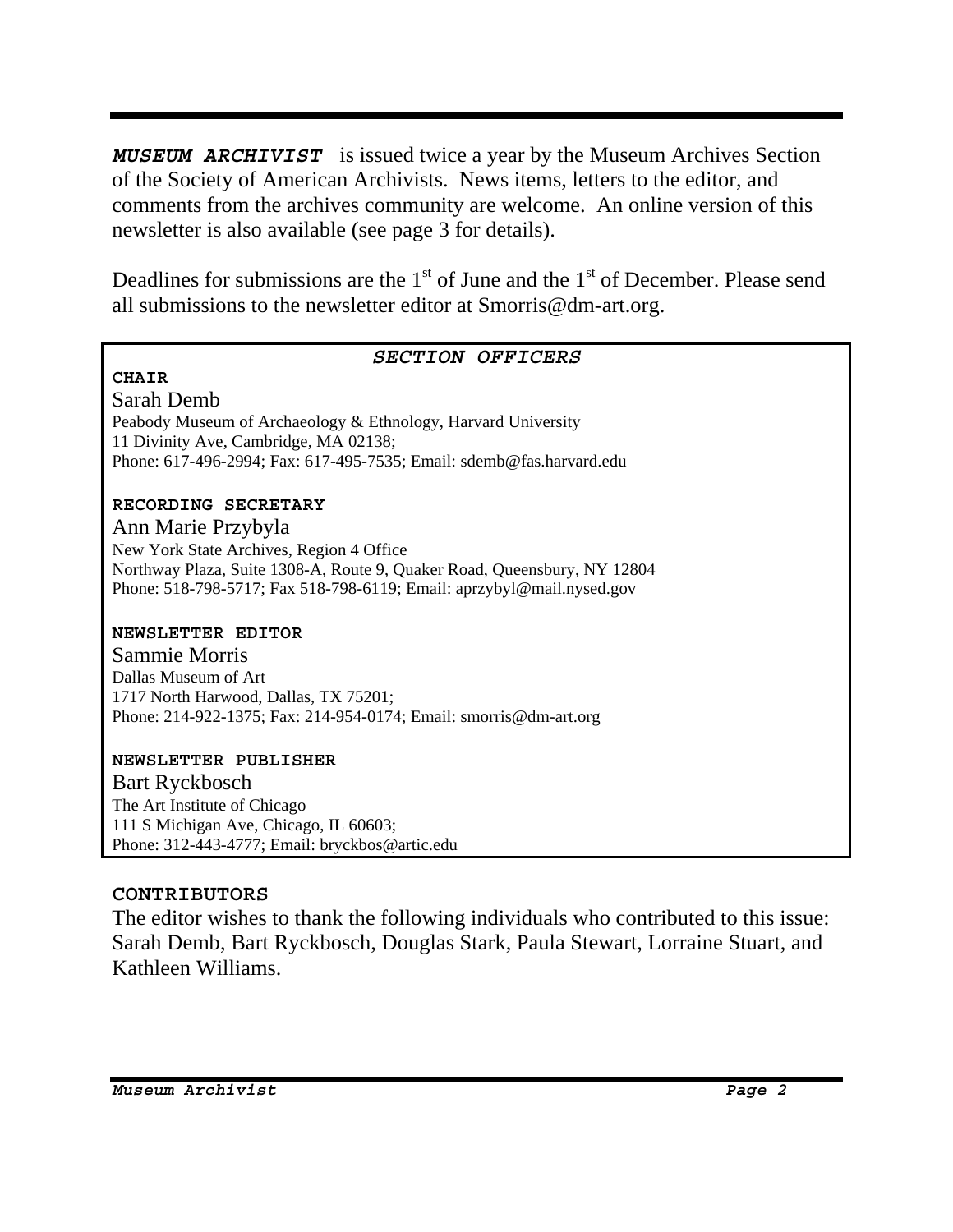***MUSEUM ARCHIVIST*** is issued twice a year by the Museum Archives Section of the Society of American Archivists. News items, letters to the editor, and comments from the archives community are welcome. An online version of this newsletter is also available (see page 3 for details).

Deadlines for submissions are the 1st of June and the 1st of December. Please send all submissions to the newsletter editor at Smorris@dm-art.org.

## *SECTION OFFICERS*

**CHAIR**

Sarah Demb
Peabody Museum of Archaeology & Ethnology, Harvard University
11 Divinity Ave, Cambridge, MA 02138;
Phone: 617-496-2994; Fax: 617-495-7535; Email: sdemb@fas.harvard.edu

**RECORDING SECRETARY**

Ann Marie Przybyla
New York State Archives, Region 4 Office
Northway Plaza, Suite 1308-A, Route 9, Quaker Road, Queensbury, NY 12804
Phone: 518-798-5717; Fax 518-798-6119; Email: aprzybyl@mail.nysed.gov

**NEWSLETTER EDITOR**

Sammie Morris
Dallas Museum of Art
1717 North Harwood, Dallas, TX 75201;
Phone: 214-922-1375; Fax: 214-954-0174; Email: smorris@dm-art.org

**NEWSLETTER PUBLISHER**

Bart Ryckbosch
The Art Institute of Chicago
111 S Michigan Ave, Chicago, IL 60603;
Phone: 312-443-4777; Email: bryckbos@artic.edu

**CONTRIBUTORS**

The editor wishes to thank the following individuals who contributed to this issue: Sarah Demb, Bart Ryckbosch, Douglas Stark, Paula Stewart, Lorraine Stuart, and Kathleen Williams.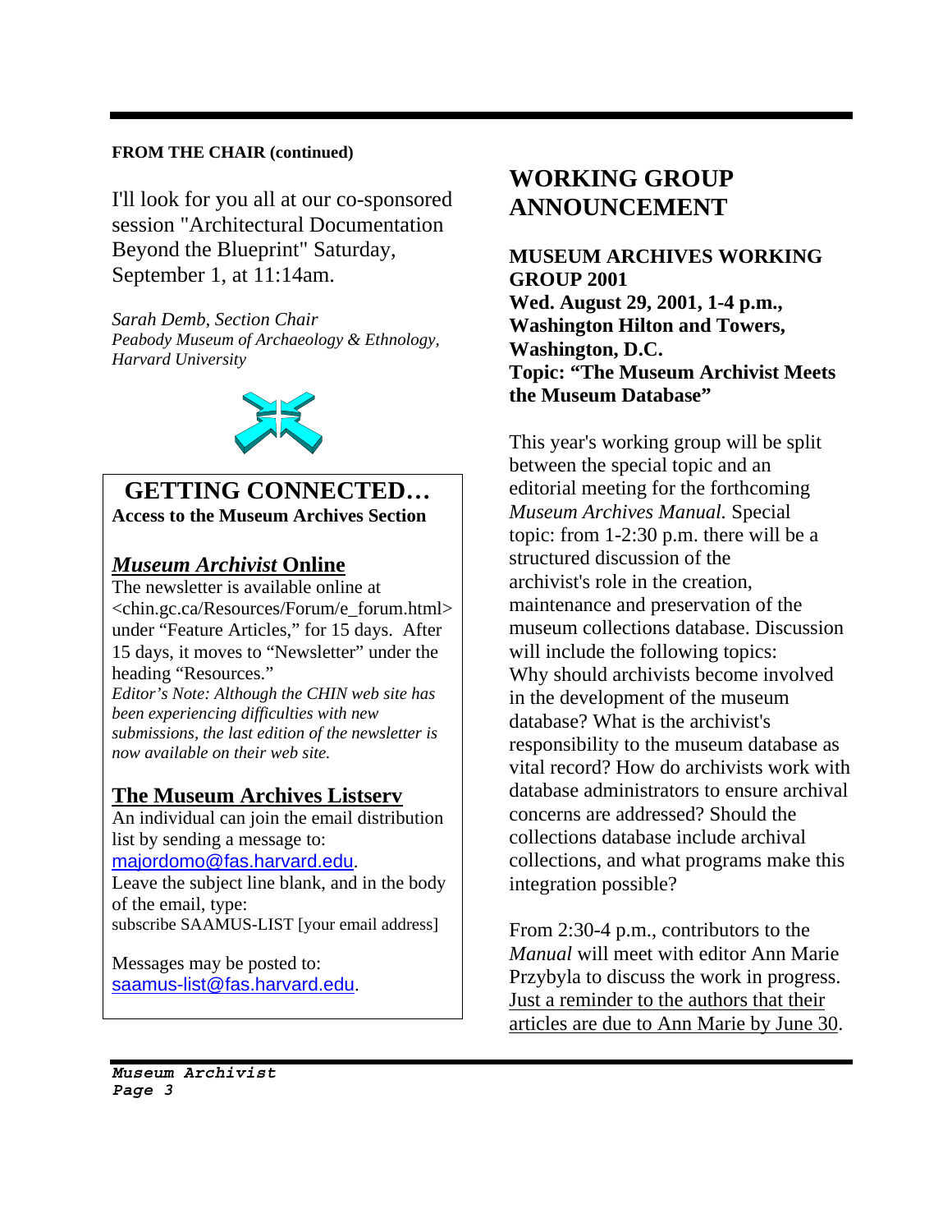**FROM THE CHAIR (continued)**

I'll look for you all at our co-sponsored session "Architectural Documentation Beyond the Blueprint" Saturday, September 1, at 11:14am.

*Sarah Demb, Section Chair*
*Peabody Museum of Archaeology & Ethnology, Harvard University*

## GETTING CONNECTED…

**Access to the Museum Archives Section**

### *Museum Archivist* Online

The newsletter is available online at <chin.gc.ca/Resources/Forum/e_forum.html> under "Feature Articles," for 15 days. After 15 days, it moves to "Newsletter" under the heading "Resources."

*Editor's Note: Although the CHIN web site has been experiencing difficulties with new submissions, the last edition of the newsletter is now available on their web site.*

### The Museum Archives Listserv

An individual can join the email distribution list by sending a message to: majordomo@fas.harvard.edu.
Leave the subject line blank, and in the body of the email, type:
subscribe SAAMUS-LIST [your email address]

Messages may be posted to: saamus-list@fas.harvard.edu.

# WORKING GROUP ANNOUNCEMENT

**MUSEUM ARCHIVES WORKING GROUP 2001**
**Wed. August 29, 2001, 1-4 p.m., Washington Hilton and Towers, Washington, D.C.**
**Topic: "The Museum Archivist Meets the Museum Database"**

This year's working group will be split between the special topic and an editorial meeting for the forthcoming *Museum Archives Manual.* Special topic: from 1-2:30 p.m. there will be a structured discussion of the archivist's role in the creation, maintenance and preservation of the museum collections database. Discussion will include the following topics: Why should archivists become involved in the development of the museum database? What is the archivist's responsibility to the museum database as vital record? How do archivists work with database administrators to ensure archival concerns are addressed? Should the collections database include archival collections, and what programs make this integration possible?

From 2:30-4 p.m., contributors to the *Manual* will meet with editor Ann Marie Przybyla to discuss the work in progress. Just a reminder to the authors that their articles are due to Ann Marie by June 30.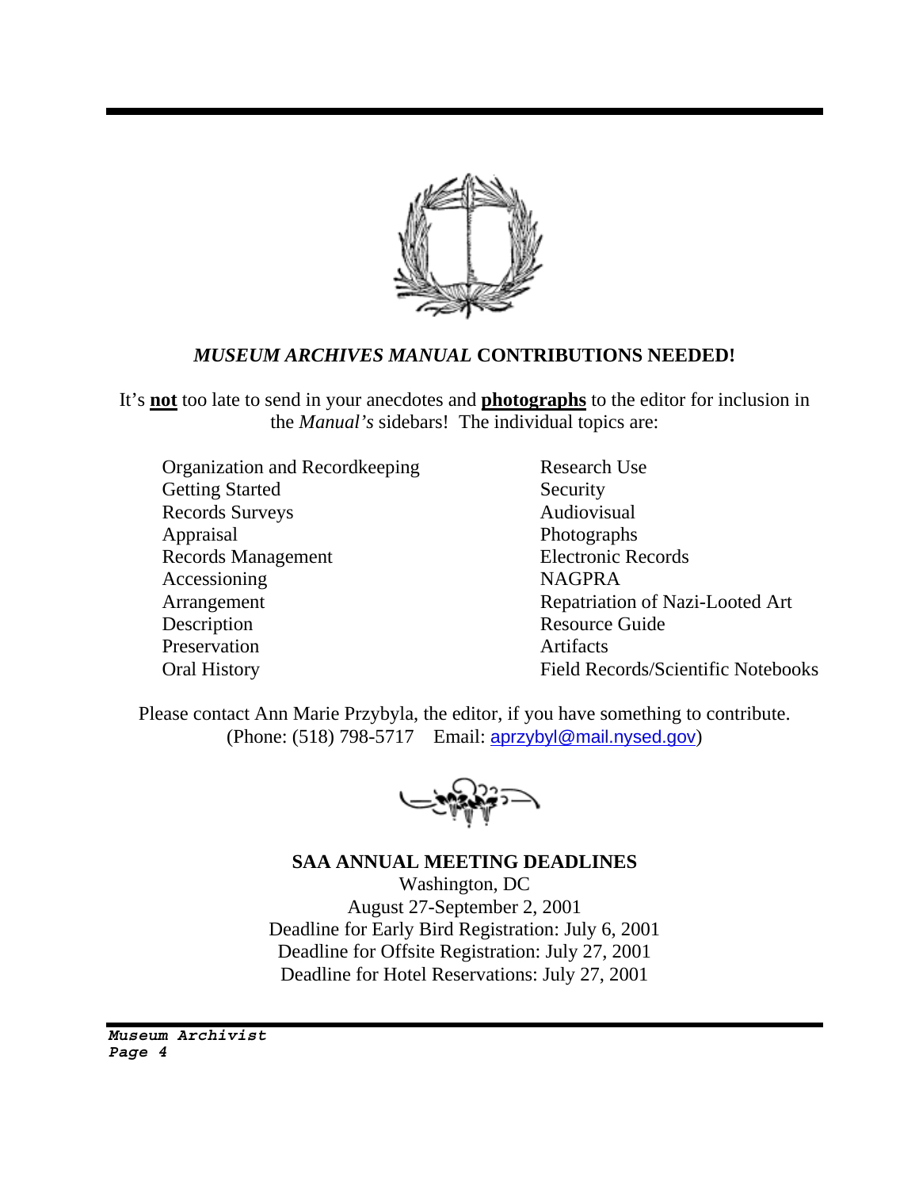## *MUSEUM ARCHIVES MANUAL* CONTRIBUTIONS NEEDED!

It's **not** too late to send in your anecdotes and **photographs** to the editor for inclusion in the *Manual's* sidebars! The individual topics are:

- Organization and Recordkeeping
- Getting Started
- Records Surveys
- Appraisal
- Records Management
- Accessioning
- Arrangement
- Description
- Preservation
- Oral History
- Research Use
- Security
- Audiovisual
- Photographs
- Electronic Records
- NAGPRA
- Repatriation of Nazi-Looted Art
- Resource Guide
- Artifacts
- Field Records/Scientific Notebooks

Please contact Ann Marie Przybyla, the editor, if you have something to contribute. (Phone: (518) 798-5717 Email: aprzybyl@mail.nysed.gov)

**SAA ANNUAL MEETING DEADLINES**

Washington, DC
August 27-September 2, 2001
Deadline for Early Bird Registration: July 6, 2001
Deadline for Offsite Registration: July 27, 2001
Deadline for Hotel Reservations: July 27, 2001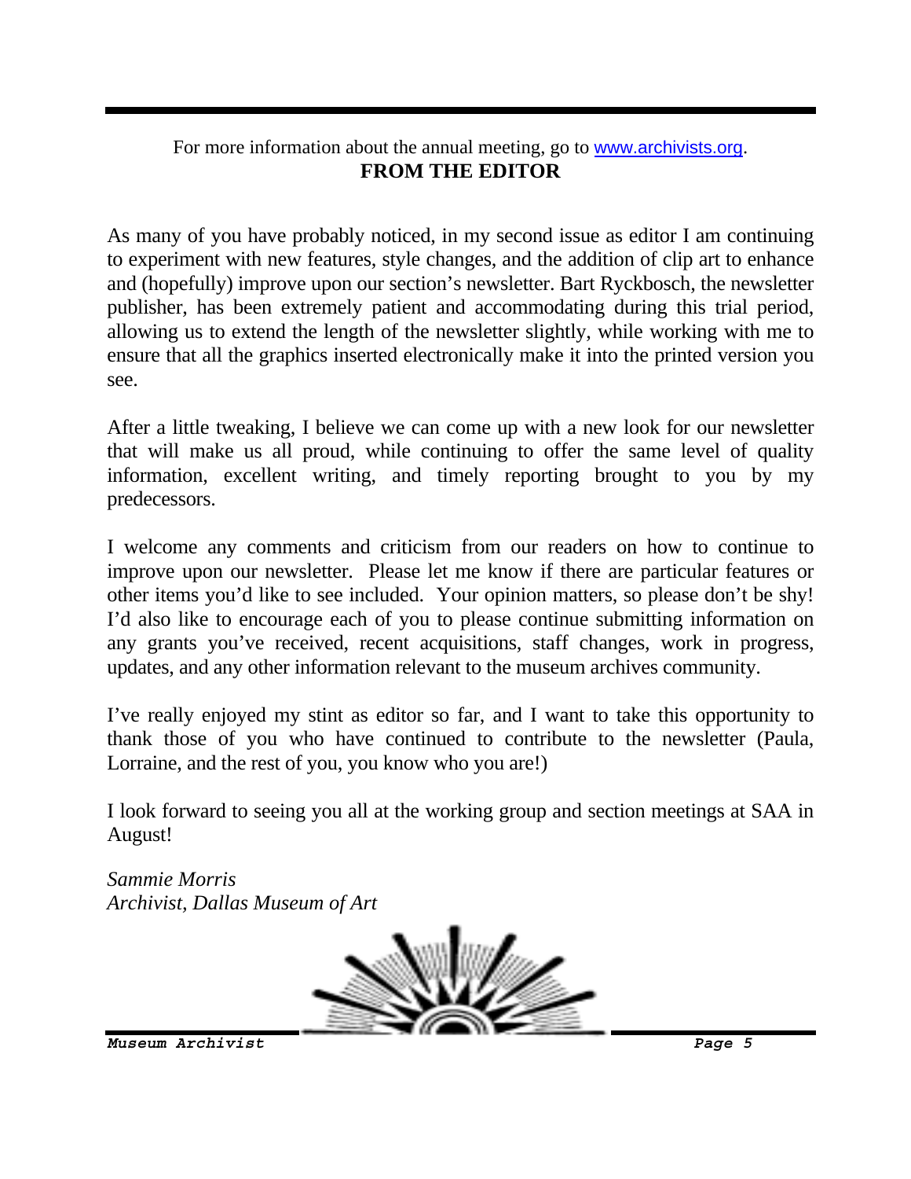For more information about the annual meeting, go to www.archivists.org.

## FROM THE EDITOR

As many of you have probably noticed, in my second issue as editor I am continuing to experiment with new features, style changes, and the addition of clip art to enhance and (hopefully) improve upon our section's newsletter. Bart Ryckbosch, the newsletter publisher, has been extremely patient and accommodating during this trial period, allowing us to extend the length of the newsletter slightly, while working with me to ensure that all the graphics inserted electronically make it into the printed version you see.

After a little tweaking, I believe we can come up with a new look for our newsletter that will make us all proud, while continuing to offer the same level of quality information, excellent writing, and timely reporting brought to you by my predecessors.

I welcome any comments and criticism from our readers on how to continue to improve upon our newsletter. Please let me know if there are particular features or other items you'd like to see included. Your opinion matters, so please don't be shy! I'd also like to encourage each of you to please continue submitting information on any grants you've received, recent acquisitions, staff changes, work in progress, updates, and any other information relevant to the museum archives community.

I've really enjoyed my stint as editor so far, and I want to take this opportunity to thank those of you who have continued to contribute to the newsletter (Paula, Lorraine, and the rest of you, you know who you are!)

I look forward to seeing you all at the working group and section meetings at SAA in August!

*Sammie Morris*
*Archivist, Dallas Museum of Art*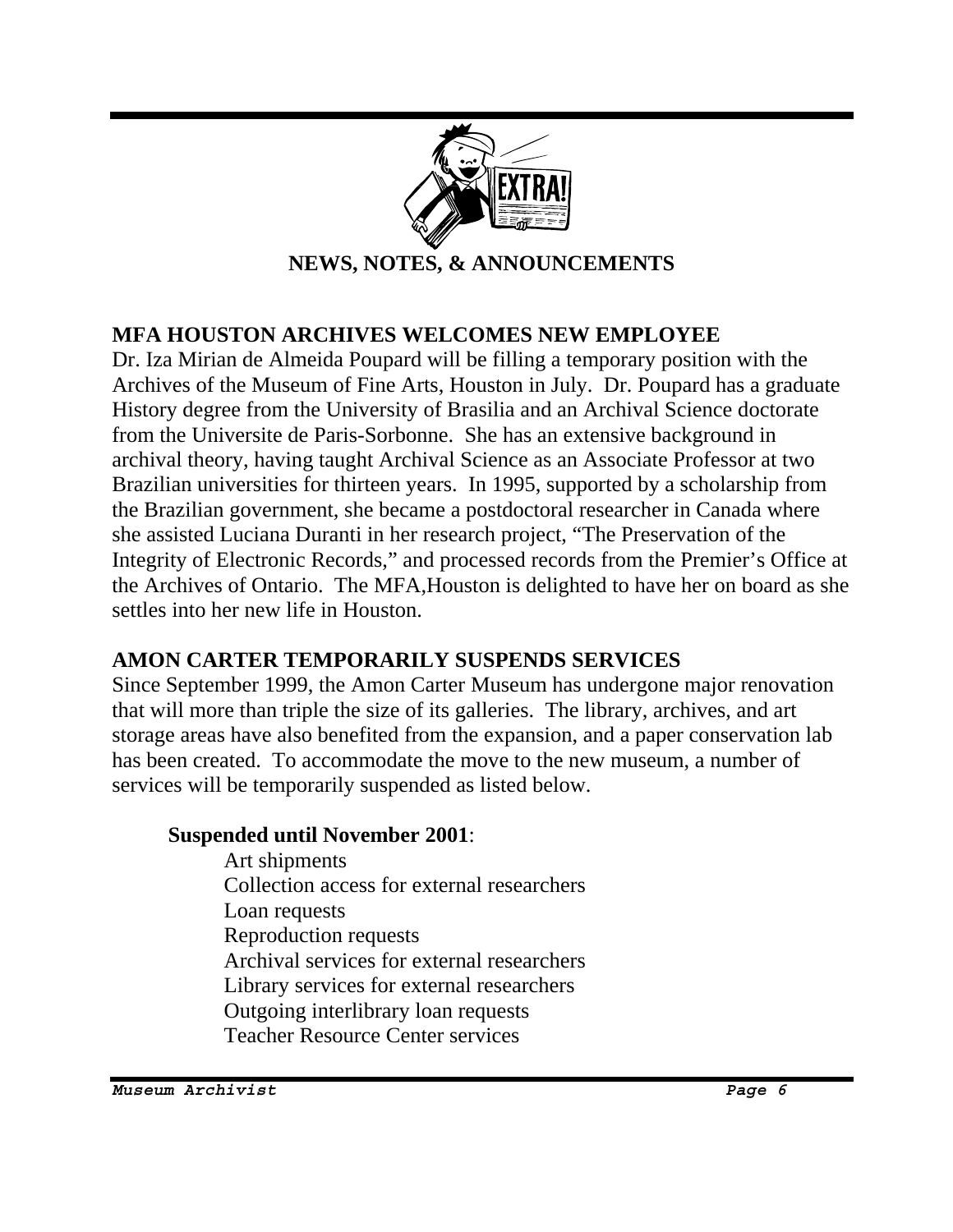## NEWS, NOTES, & ANNOUNCEMENTS

### MFA HOUSTON ARCHIVES WELCOMES NEW EMPLOYEE

Dr. Iza Mirian de Almeida Poupard will be filling a temporary position with the Archives of the Museum of Fine Arts, Houston in July. Dr. Poupard has a graduate History degree from the University of Brasilia and an Archival Science doctorate from the Universite de Paris-Sorbonne. She has an extensive background in archival theory, having taught Archival Science as an Associate Professor at two Brazilian universities for thirteen years. In 1995, supported by a scholarship from the Brazilian government, she became a postdoctoral researcher in Canada where she assisted Luciana Duranti in her research project, "The Preservation of the Integrity of Electronic Records," and processed records from the Premier's Office at the Archives of Ontario. The MFA,Houston is delighted to have her on board as she settles into her new life in Houston.

### AMON CARTER TEMPORARILY SUSPENDS SERVICES

Since September 1999, the Amon Carter Museum has undergone major renovation that will more than triple the size of its galleries. The library, archives, and art storage areas have also benefited from the expansion, and a paper conservation lab has been created. To accommodate the move to the new museum, a number of services will be temporarily suspended as listed below.

**Suspended until November 2001**:

- Art shipments
- Collection access for external researchers
- Loan requests
- Reproduction requests
- Archival services for external researchers
- Library services for external researchers
- Outgoing interlibrary loan requests
- Teacher Resource Center services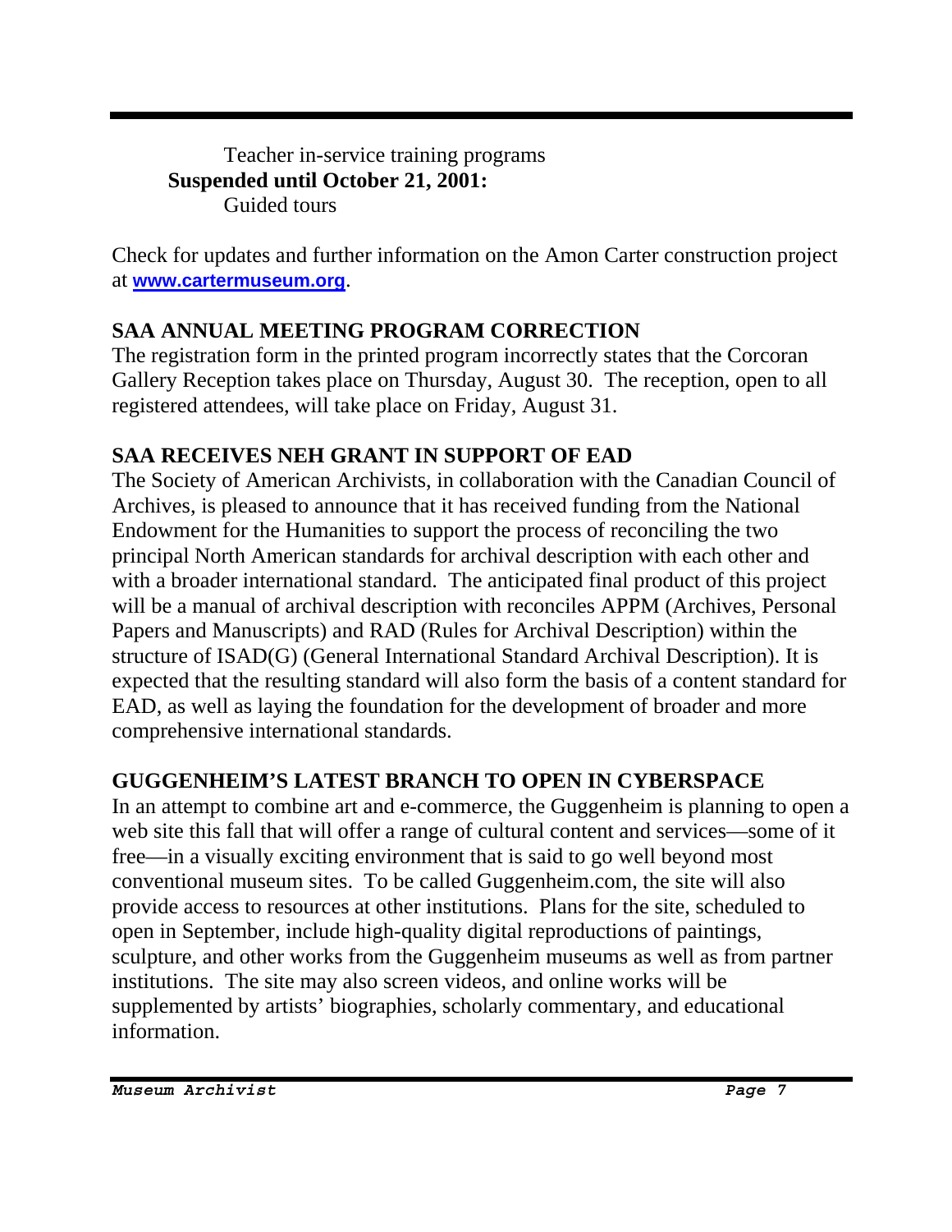Teacher in-service training programs

**Suspended until October 21, 2001:**

Guided tours

Check for updates and further information on the Amon Carter construction project at **www.cartermuseum.org**.

## SAA ANNUAL MEETING PROGRAM CORRECTION

The registration form in the printed program incorrectly states that the Corcoran Gallery Reception takes place on Thursday, August 30. The reception, open to all registered attendees, will take place on Friday, August 31.

## SAA RECEIVES NEH GRANT IN SUPPORT OF EAD

The Society of American Archivists, in collaboration with the Canadian Council of Archives, is pleased to announce that it has received funding from the National Endowment for the Humanities to support the process of reconciling the two principal North American standards for archival description with each other and with a broader international standard. The anticipated final product of this project will be a manual of archival description with reconciles APPM (Archives, Personal Papers and Manuscripts) and RAD (Rules for Archival Description) within the structure of ISAD(G) (General International Standard Archival Description). It is expected that the resulting standard will also form the basis of a content standard for EAD, as well as laying the foundation for the development of broader and more comprehensive international standards.

## GUGGENHEIM'S LATEST BRANCH TO OPEN IN CYBERSPACE

In an attempt to combine art and e-commerce, the Guggenheim is planning to open a web site this fall that will offer a range of cultural content and services—some of it free—in a visually exciting environment that is said to go well beyond most conventional museum sites. To be called Guggenheim.com, the site will also provide access to resources at other institutions. Plans for the site, scheduled to open in September, include high-quality digital reproductions of paintings, sculpture, and other works from the Guggenheim museums as well as from partner institutions. The site may also screen videos, and online works will be supplemented by artists' biographies, scholarly commentary, and educational information.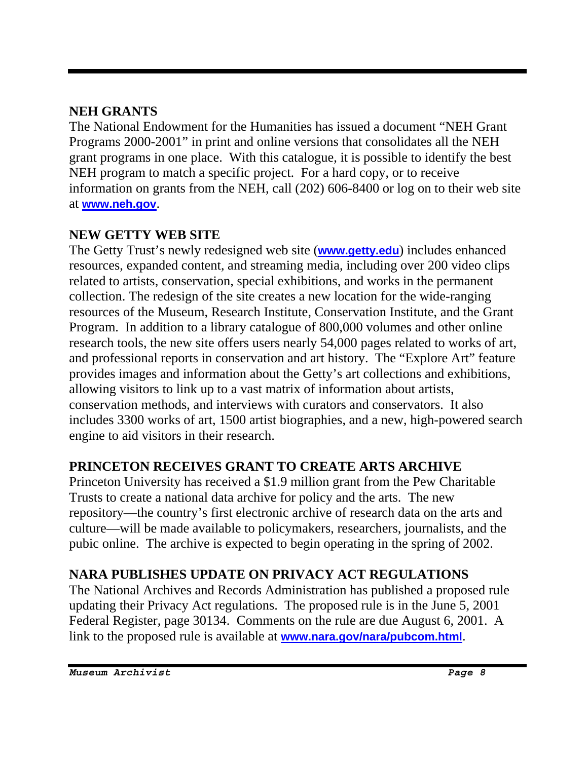## NEH GRANTS

The National Endowment for the Humanities has issued a document "NEH Grant Programs 2000-2001" in print and online versions that consolidates all the NEH grant programs in one place. With this catalogue, it is possible to identify the best NEH program to match a specific project. For a hard copy, or to receive information on grants from the NEH, call (202) 606-8400 or log on to their web site at **www.neh.gov**.

## NEW GETTY WEB SITE

The Getty Trust's newly redesigned web site (**www.getty.edu**) includes enhanced resources, expanded content, and streaming media, including over 200 video clips related to artists, conservation, special exhibitions, and works in the permanent collection. The redesign of the site creates a new location for the wide-ranging resources of the Museum, Research Institute, Conservation Institute, and the Grant Program. In addition to a library catalogue of 800,000 volumes and other online research tools, the new site offers users nearly 54,000 pages related to works of art, and professional reports in conservation and art history. The "Explore Art" feature provides images and information about the Getty's art collections and exhibitions, allowing visitors to link up to a vast matrix of information about artists, conservation methods, and interviews with curators and conservators. It also includes 3300 works of art, 1500 artist biographies, and a new, high-powered search engine to aid visitors in their research.

## PRINCETON RECEIVES GRANT TO CREATE ARTS ARCHIVE

Princeton University has received a $1.9 million grant from the Pew Charitable Trusts to create a national data archive for policy and the arts. The new repository—the country's first electronic archive of research data on the arts and culture—will be made available to policymakers, researchers, journalists, and the pubic online. The archive is expected to begin operating in the spring of 2002.

## NARA PUBLISHES UPDATE ON PRIVACY ACT REGULATIONS

The National Archives and Records Administration has published a proposed rule updating their Privacy Act regulations. The proposed rule is in the June 5, 2001 Federal Register, page 30134. Comments on the rule are due August 6, 2001. A link to the proposed rule is available at **www.nara.gov/nara/pubcom.html**.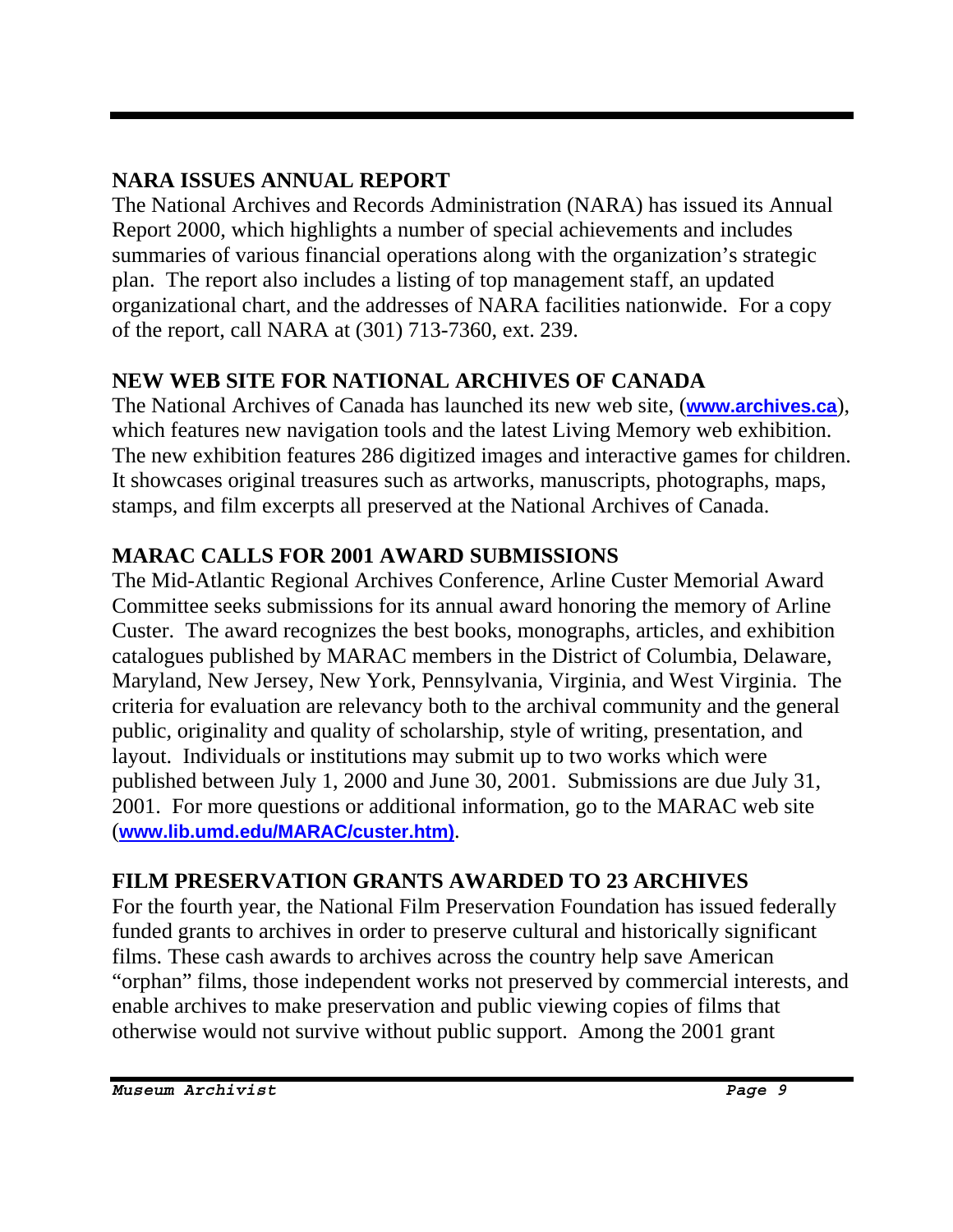## NARA ISSUES ANNUAL REPORT

The National Archives and Records Administration (NARA) has issued its Annual Report 2000, which highlights a number of special achievements and includes summaries of various financial operations along with the organization's strategic plan. The report also includes a listing of top management staff, an updated organizational chart, and the addresses of NARA facilities nationwide. For a copy of the report, call NARA at (301) 713-7360, ext. 239.

## NEW WEB SITE FOR NATIONAL ARCHIVES OF CANADA

The National Archives of Canada has launched its new web site, (**www.archives.ca**), which features new navigation tools and the latest Living Memory web exhibition. The new exhibition features 286 digitized images and interactive games for children. It showcases original treasures such as artworks, manuscripts, photographs, maps, stamps, and film excerpts all preserved at the National Archives of Canada.

## MARAC CALLS FOR 2001 AWARD SUBMISSIONS

The Mid-Atlantic Regional Archives Conference, Arline Custer Memorial Award Committee seeks submissions for its annual award honoring the memory of Arline Custer. The award recognizes the best books, monographs, articles, and exhibition catalogues published by MARAC members in the District of Columbia, Delaware, Maryland, New Jersey, New York, Pennsylvania, Virginia, and West Virginia. The criteria for evaluation are relevancy both to the archival community and the general public, originality and quality of scholarship, style of writing, presentation, and layout. Individuals or institutions may submit up to two works which were published between July 1, 2000 and June 30, 2001. Submissions are due July 31, 2001. For more questions or additional information, go to the MARAC web site (**www.lib.umd.edu/MARAC/custer.htm)**.

## FILM PRESERVATION GRANTS AWARDED TO 23 ARCHIVES

For the fourth year, the National Film Preservation Foundation has issued federally funded grants to archives in order to preserve cultural and historically significant films. These cash awards to archives across the country help save American "orphan" films, those independent works not preserved by commercial interests, and enable archives to make preservation and public viewing copies of films that otherwise would not survive without public support. Among the 2001 grant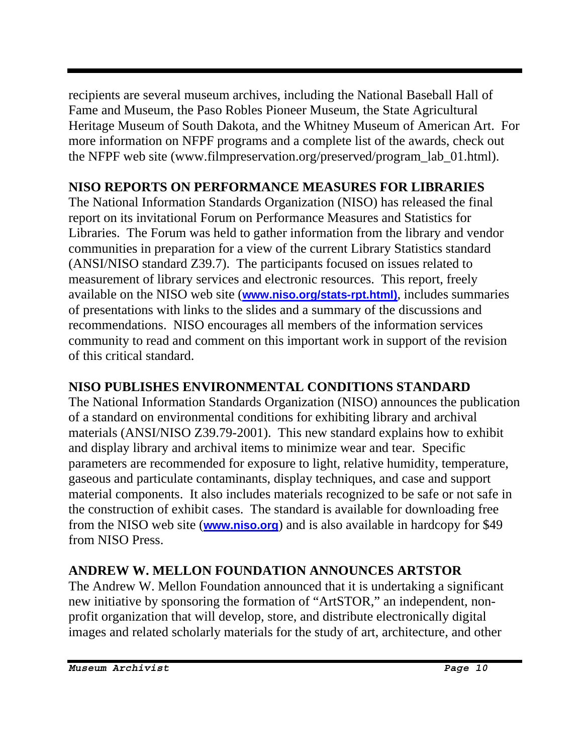recipients are several museum archives, including the National Baseball Hall of Fame and Museum, the Paso Robles Pioneer Museum, the State Agricultural Heritage Museum of South Dakota, and the Whitney Museum of American Art. For more information on NFPF programs and a complete list of the awards, check out the NFPF web site (www.filmpreservation.org/preserved/program_lab_01.html).

## NISO REPORTS ON PERFORMANCE MEASURES FOR LIBRARIES

The National Information Standards Organization (NISO) has released the final report on its invitational Forum on Performance Measures and Statistics for Libraries. The Forum was held to gather information from the library and vendor communities in preparation for a view of the current Library Statistics standard (ANSI/NISO standard Z39.7). The participants focused on issues related to measurement of library services and electronic resources. This report, freely available on the NISO web site (**www.niso.org/stats-rpt.html)**, includes summaries of presentations with links to the slides and a summary of the discussions and recommendations. NISO encourages all members of the information services community to read and comment on this important work in support of the revision of this critical standard.

## NISO PUBLISHES ENVIRONMENTAL CONDITIONS STANDARD

The National Information Standards Organization (NISO) announces the publication of a standard on environmental conditions for exhibiting library and archival materials (ANSI/NISO Z39.79-2001). This new standard explains how to exhibit and display library and archival items to minimize wear and tear. Specific parameters are recommended for exposure to light, relative humidity, temperature, gaseous and particulate contaminants, display techniques, and case and support material components. It also includes materials recognized to be safe or not safe in the construction of exhibit cases. The standard is available for downloading free from the NISO web site (**www.niso.org**) and is also available in hardcopy for $49 from NISO Press.

## ANDREW W. MELLON FOUNDATION ANNOUNCES ARTSTOR

The Andrew W. Mellon Foundation announced that it is undertaking a significant new initiative by sponsoring the formation of "ArtSTOR," an independent, non-profit organization that will develop, store, and distribute electronically digital images and related scholarly materials for the study of art, architecture, and other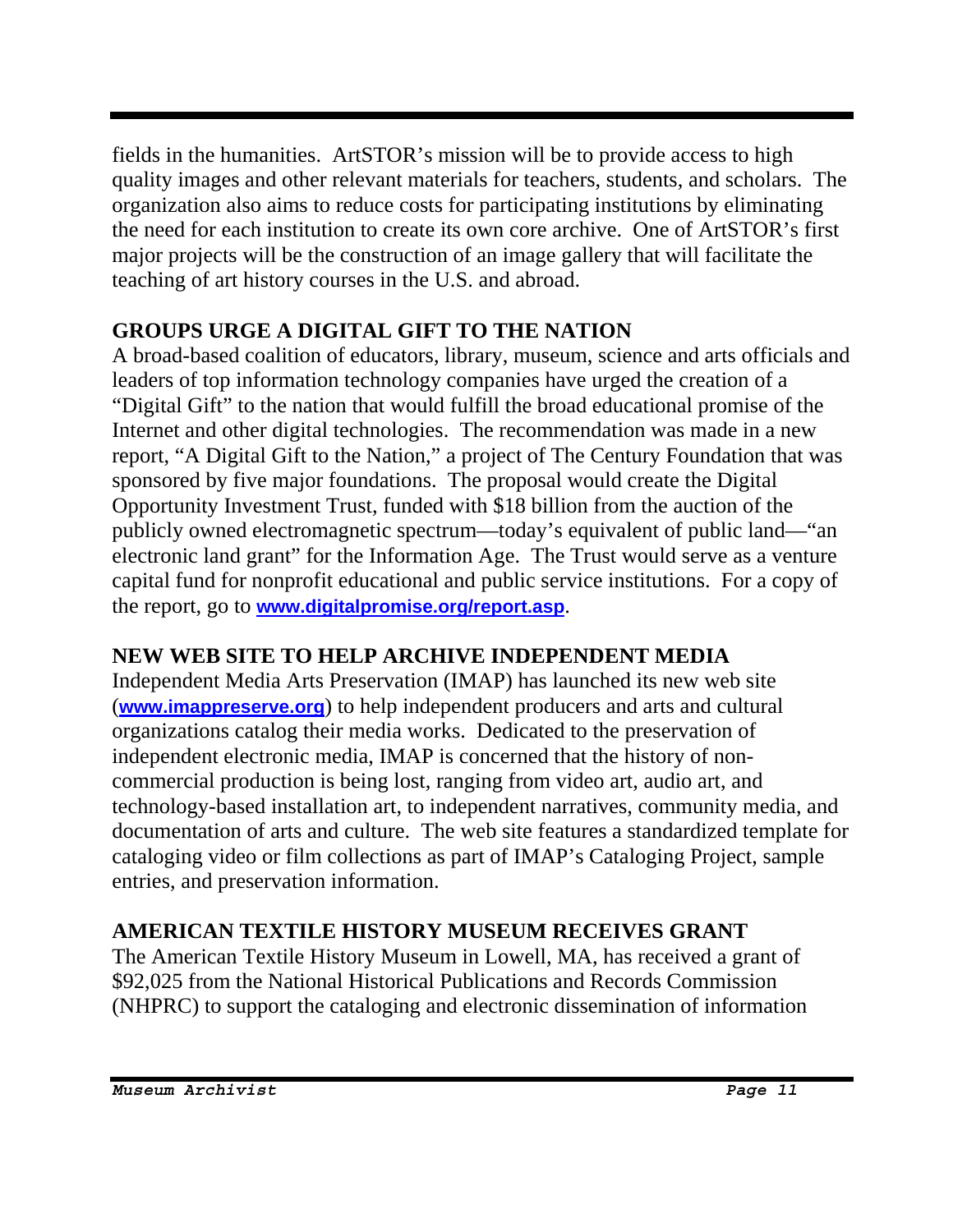fields in the humanities. ArtSTOR's mission will be to provide access to high quality images and other relevant materials for teachers, students, and scholars. The organization also aims to reduce costs for participating institutions by eliminating the need for each institution to create its own core archive. One of ArtSTOR's first major projects will be the construction of an image gallery that will facilitate the teaching of art history courses in the U.S. and abroad.

## GROUPS URGE A DIGITAL GIFT TO THE NATION

A broad-based coalition of educators, library, museum, science and arts officials and leaders of top information technology companies have urged the creation of a "Digital Gift" to the nation that would fulfill the broad educational promise of the Internet and other digital technologies. The recommendation was made in a new report, "A Digital Gift to the Nation," a project of The Century Foundation that was sponsored by five major foundations. The proposal would create the Digital Opportunity Investment Trust, funded with $18 billion from the auction of the publicly owned electromagnetic spectrum—today's equivalent of public land—"an electronic land grant" for the Information Age. The Trust would serve as a venture capital fund for nonprofit educational and public service institutions. For a copy of the report, go to **www.digitalpromise.org/report.asp**.

## NEW WEB SITE TO HELP ARCHIVE INDEPENDENT MEDIA

Independent Media Arts Preservation (IMAP) has launched its new web site (**www.imappreserve.org**) to help independent producers and arts and cultural organizations catalog their media works. Dedicated to the preservation of independent electronic media, IMAP is concerned that the history of non-commercial production is being lost, ranging from video art, audio art, and technology-based installation art, to independent narratives, community media, and documentation of arts and culture. The web site features a standardized template for cataloging video or film collections as part of IMAP's Cataloging Project, sample entries, and preservation information.

## AMERICAN TEXTILE HISTORY MUSEUM RECEIVES GRANT

The American Textile History Museum in Lowell, MA, has received a grant of $92,025 from the National Historical Publications and Records Commission (NHPRC) to support the cataloging and electronic dissemination of information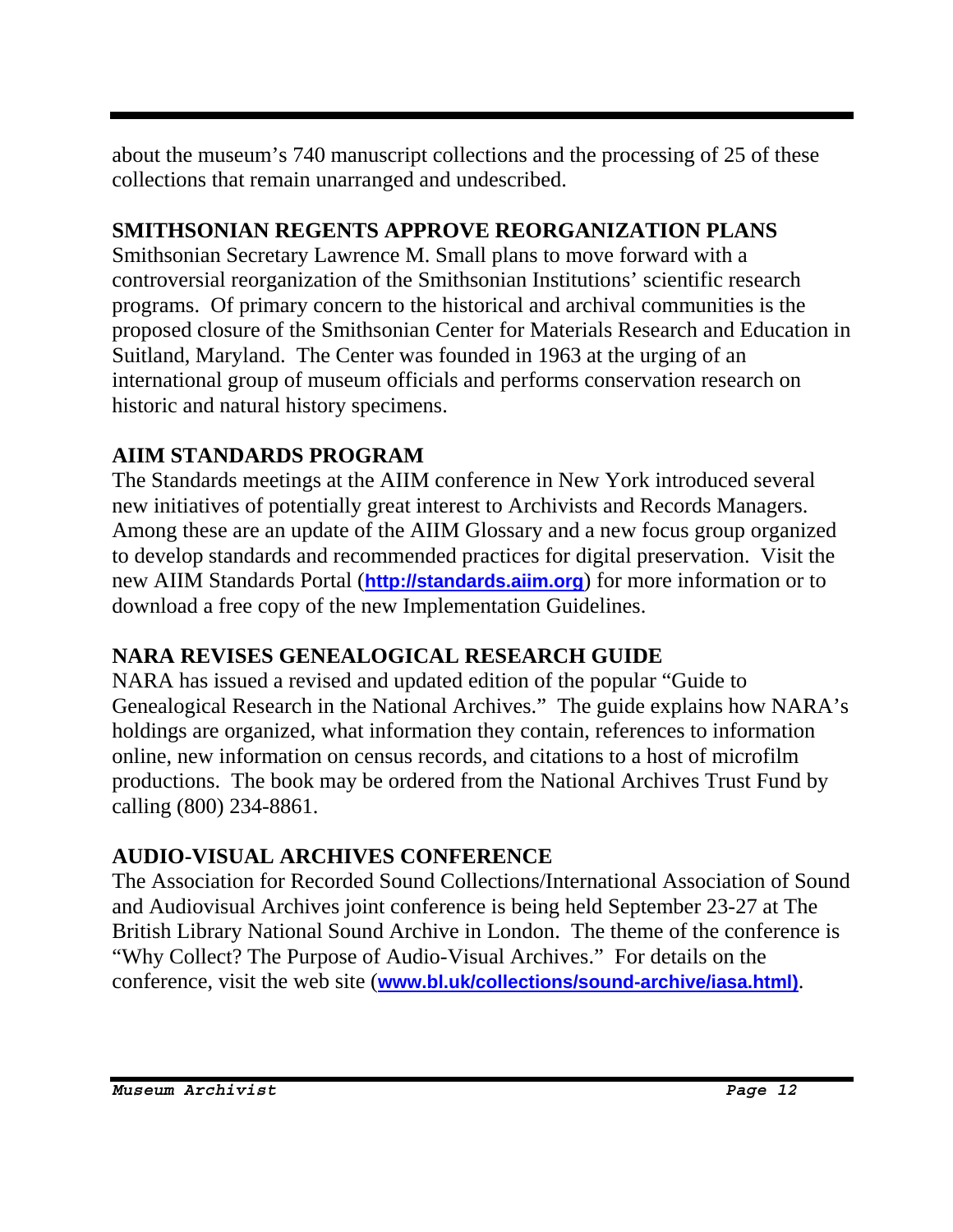about the museum's 740 manuscript collections and the processing of 25 of these collections that remain unarranged and undescribed.

## SMITHSONIAN REGENTS APPROVE REORGANIZATION PLANS

Smithsonian Secretary Lawrence M. Small plans to move forward with a controversial reorganization of the Smithsonian Institutions' scientific research programs. Of primary concern to the historical and archival communities is the proposed closure of the Smithsonian Center for Materials Research and Education in Suitland, Maryland. The Center was founded in 1963 at the urging of an international group of museum officials and performs conservation research on historic and natural history specimens.

## AIIM STANDARDS PROGRAM

The Standards meetings at the AIIM conference in New York introduced several new initiatives of potentially great interest to Archivists and Records Managers. Among these are an update of the AIIM Glossary and a new focus group organized to develop standards and recommended practices for digital preservation. Visit the new AIIM Standards Portal (**http://standards.aiim.org**) for more information or to download a free copy of the new Implementation Guidelines.

## NARA REVISES GENEALOGICAL RESEARCH GUIDE

NARA has issued a revised and updated edition of the popular "Guide to Genealogical Research in the National Archives." The guide explains how NARA's holdings are organized, what information they contain, references to information online, new information on census records, and citations to a host of microfilm productions. The book may be ordered from the National Archives Trust Fund by calling (800) 234-8861.

## AUDIO-VISUAL ARCHIVES CONFERENCE

The Association for Recorded Sound Collections/International Association of Sound and Audiovisual Archives joint conference is being held September 23-27 at The British Library National Sound Archive in London. The theme of the conference is "Why Collect? The Purpose of Audio-Visual Archives." For details on the conference, visit the web site (**www.bl.uk/collections/sound-archive/iasa.html)**.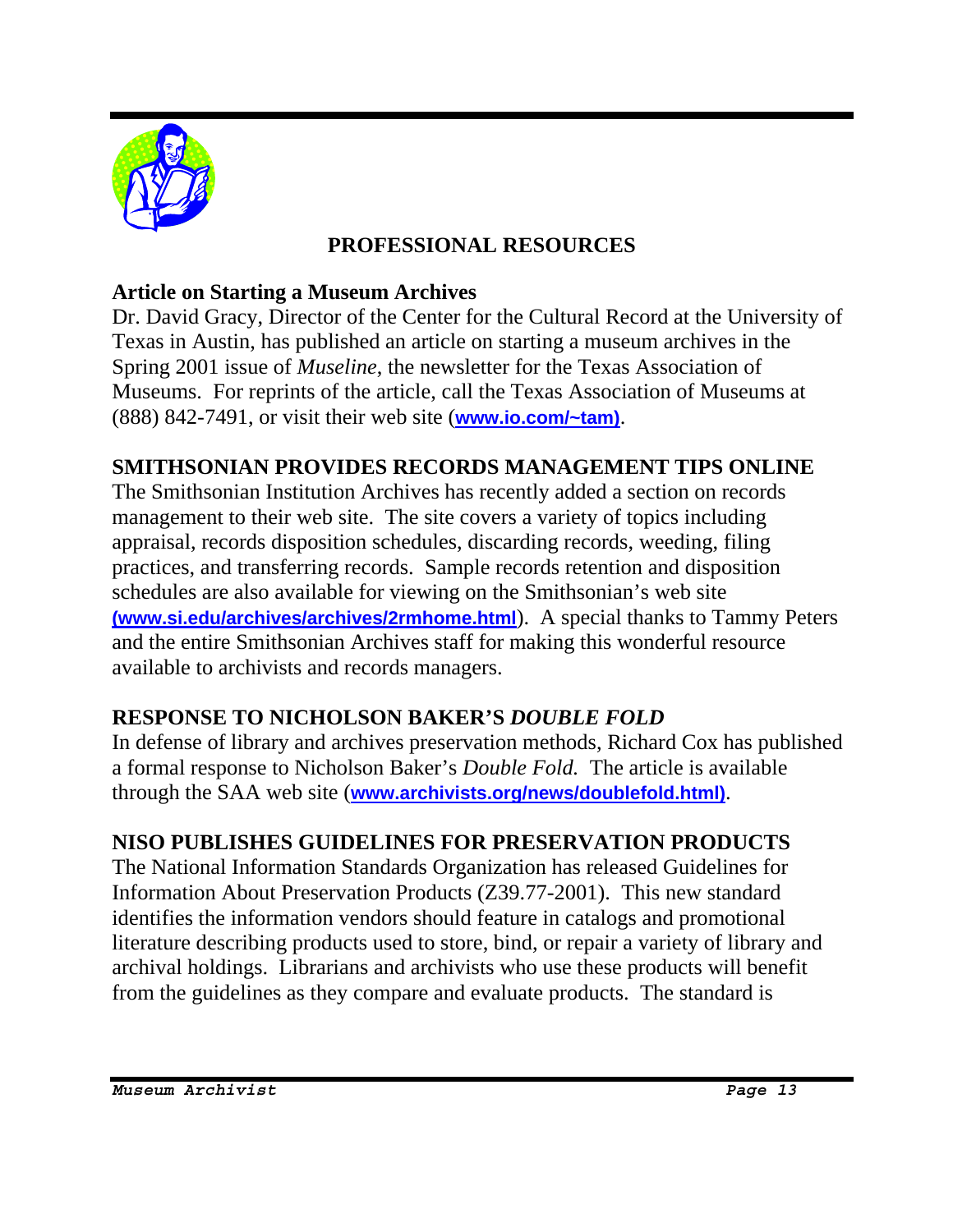## PROFESSIONAL RESOURCES

### Article on Starting a Museum Archives

Dr. David Gracy, Director of the Center for the Cultural Record at the University of Texas in Austin, has published an article on starting a museum archives in the Spring 2001 issue of *Museline*, the newsletter for the Texas Association of Museums. For reprints of the article, call the Texas Association of Museums at (888) 842-7491, or visit their web site (**www.io.com/~tam)**.

### SMITHSONIAN PROVIDES RECORDS MANAGEMENT TIPS ONLINE

The Smithsonian Institution Archives has recently added a section on records management to their web site. The site covers a variety of topics including appraisal, records disposition schedules, discarding records, weeding, filing practices, and transferring records. Sample records retention and disposition schedules are also available for viewing on the Smithsonian's web site **(www.si.edu/archives/archives/2rmhome.html**). A special thanks to Tammy Peters and the entire Smithsonian Archives staff for making this wonderful resource available to archivists and records managers.

### RESPONSE TO NICHOLSON BAKER'S *DOUBLE FOLD*

In defense of library and archives preservation methods, Richard Cox has published a formal response to Nicholson Baker's *Double Fold.* The article is available through the SAA web site (**www.archivists.org/news/doublefold.html)**.

### NISO PUBLISHES GUIDELINES FOR PRESERVATION PRODUCTS

The National Information Standards Organization has released Guidelines for Information About Preservation Products (Z39.77-2001). This new standard identifies the information vendors should feature in catalogs and promotional literature describing products used to store, bind, or repair a variety of library and archival holdings. Librarians and archivists who use these products will benefit from the guidelines as they compare and evaluate products. The standard is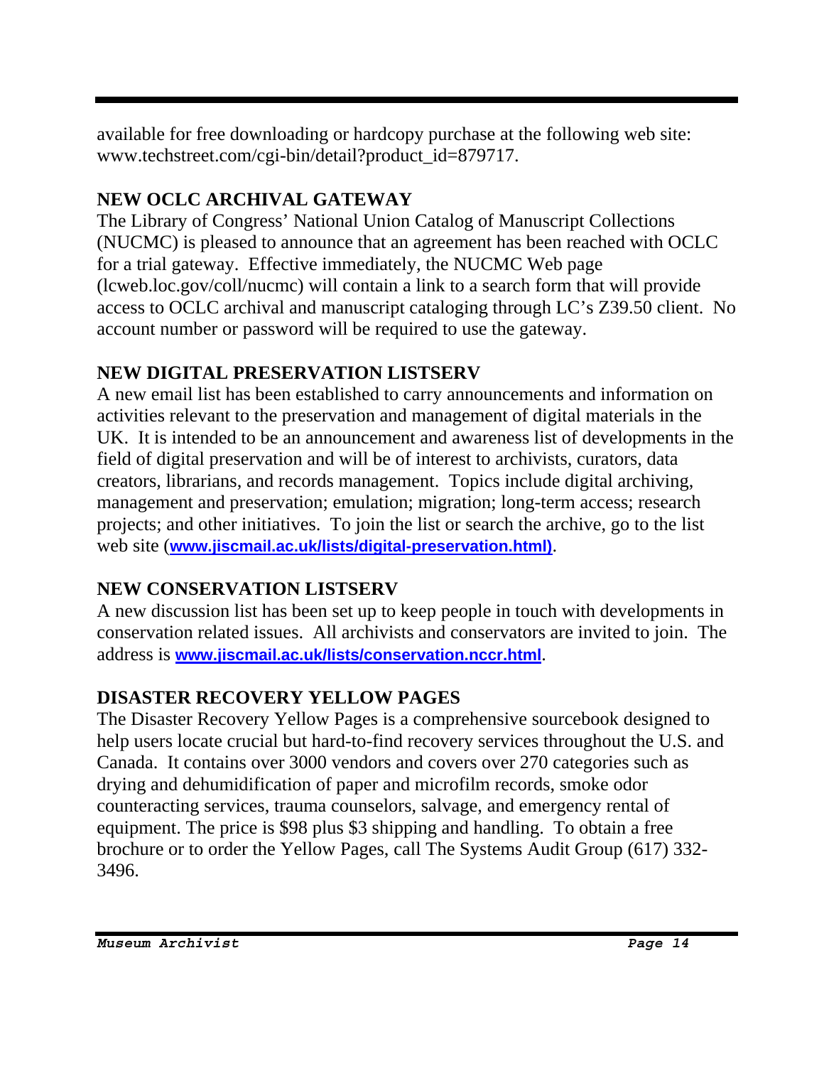available for free downloading or hardcopy purchase at the following web site: www.techstreet.com/cgi-bin/detail?product_id=879717.

## NEW OCLC ARCHIVAL GATEWAY

The Library of Congress' National Union Catalog of Manuscript Collections (NUCMC) is pleased to announce that an agreement has been reached with OCLC for a trial gateway. Effective immediately, the NUCMC Web page (lcweb.loc.gov/coll/nucmc) will contain a link to a search form that will provide access to OCLC archival and manuscript cataloging through LC's Z39.50 client. No account number or password will be required to use the gateway.

## NEW DIGITAL PRESERVATION LISTSERV

A new email list has been established to carry announcements and information on activities relevant to the preservation and management of digital materials in the UK. It is intended to be an announcement and awareness list of developments in the field of digital preservation and will be of interest to archivists, curators, data creators, librarians, and records management. Topics include digital archiving, management and preservation; emulation; migration; long-term access; research projects; and other initiatives. To join the list or search the archive, go to the list web site (**www.jiscmail.ac.uk/lists/digital-preservation.html)**.

## NEW CONSERVATION LISTSERV

A new discussion list has been set up to keep people in touch with developments in conservation related issues. All archivists and conservators are invited to join. The address is **www.jiscmail.ac.uk/lists/conservation.nccr.html**.

## DISASTER RECOVERY YELLOW PAGES

The Disaster Recovery Yellow Pages is a comprehensive sourcebook designed to help users locate crucial but hard-to-find recovery services throughout the U.S. and Canada. It contains over 3000 vendors and covers over 270 categories such as drying and dehumidification of paper and microfilm records, smoke odor counteracting services, trauma counselors, salvage, and emergency rental of equipment. The price is $98 plus $3 shipping and handling. To obtain a free brochure or to order the Yellow Pages, call The Systems Audit Group (617) 332-3496.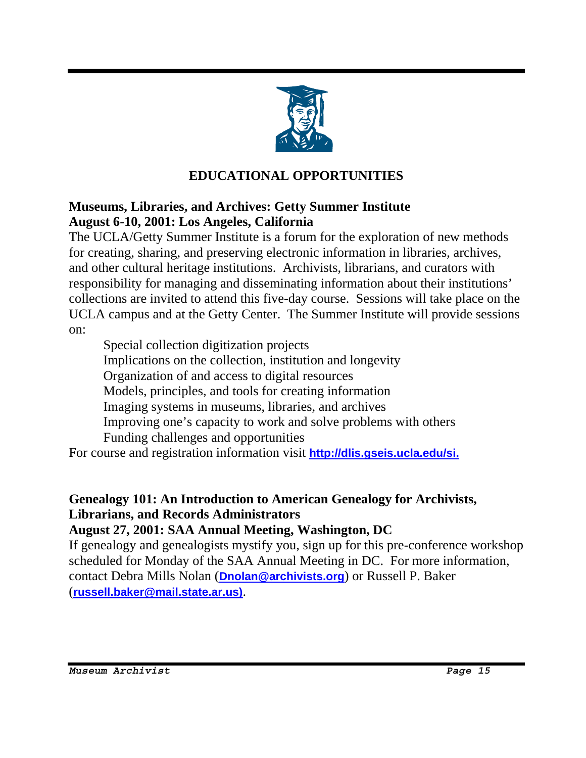# EDUCATIONAL OPPORTUNITIES

## Museums, Libraries, and Archives: Getty Summer Institute
## August 6-10, 2001: Los Angeles, California

The UCLA/Getty Summer Institute is a forum for the exploration of new methods for creating, sharing, and preserving electronic information in libraries, archives, and other cultural heritage institutions. Archivists, librarians, and curators with responsibility for managing and disseminating information about their institutions' collections are invited to attend this five-day course. Sessions will take place on the UCLA campus and at the Getty Center. The Summer Institute will provide sessions on:

- Special collection digitization projects
- Implications on the collection, institution and longevity
- Organization of and access to digital resources
- Models, principles, and tools for creating information
- Imaging systems in museums, libraries, and archives
- Improving one's capacity to work and solve problems with others
- Funding challenges and opportunities

For course and registration information visit **http://dlis.gseis.ucla.edu/si.**

## Genealogy 101: An Introduction to American Genealogy for Archivists, Librarians, and Records Administrators
## August 27, 2001: SAA Annual Meeting, Washington, DC

If genealogy and genealogists mystify you, sign up for this pre-conference workshop scheduled for Monday of the SAA Annual Meeting in DC. For more information, contact Debra Mills Nolan (**Dnolan@archivists.org**) or Russell P. Baker (**russell.baker@mail.state.ar.us)**.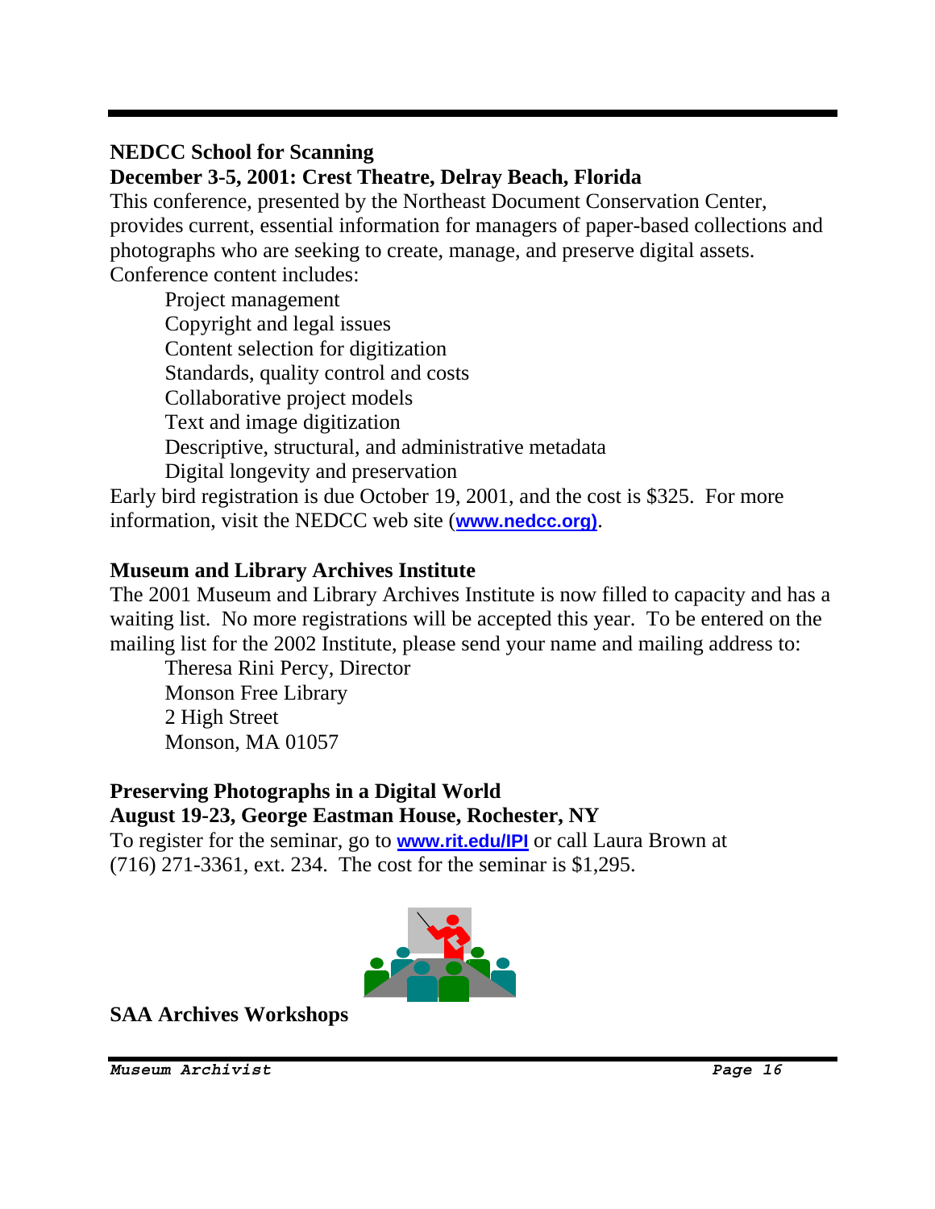**NEDCC School for Scanning**
**December 3-5, 2001: Crest Theatre, Delray Beach, Florida**

This conference, presented by the Northeast Document Conservation Center, provides current, essential information for managers of paper-based collections and photographs who are seeking to create, manage, and preserve digital assets. Conference content includes:

- Project management
- Copyright and legal issues
- Content selection for digitization
- Standards, quality control and costs
- Collaborative project models
- Text and image digitization
- Descriptive, structural, and administrative metadata
- Digital longevity and preservation

Early bird registration is due October 19, 2001, and the cost is $325. For more information, visit the NEDCC web site (www.nedcc.org).

**Museum and Library Archives Institute**

The 2001 Museum and Library Archives Institute is now filled to capacity and has a waiting list. No more registrations will be accepted this year. To be entered on the mailing list for the 2002 Institute, please send your name and mailing address to:

Theresa Rini Percy, Director
Monson Free Library
2 High Street
Monson, MA 01057

**Preserving Photographs in a Digital World**
**August 19-23, George Eastman House, Rochester, NY**

To register for the seminar, go to www.rit.edu/IPI or call Laura Brown at (716) 271-3361, ext. 234. The cost for the seminar is $1,295.

**SAA Archives Workshops**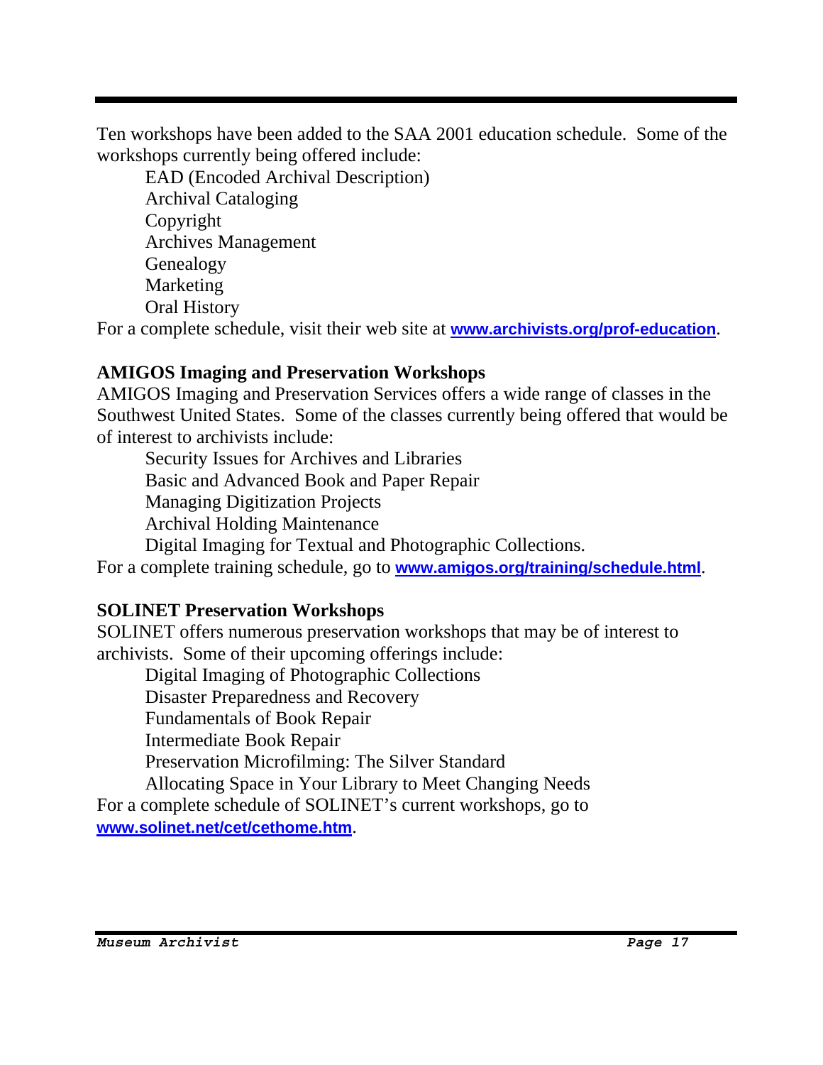Ten workshops have been added to the SAA 2001 education schedule. Some of the workshops currently being offered include:

- EAD (Encoded Archival Description)
- Archival Cataloging
- Copyright
- Archives Management
- Genealogy
- Marketing
- Oral History

For a complete schedule, visit their web site at **www.archivists.org/prof-education**.

### AMIGOS Imaging and Preservation Workshops

AMIGOS Imaging and Preservation Services offers a wide range of classes in the Southwest United States. Some of the classes currently being offered that would be of interest to archivists include:

- Security Issues for Archives and Libraries
- Basic and Advanced Book and Paper Repair
- Managing Digitization Projects
- Archival Holding Maintenance
- Digital Imaging for Textual and Photographic Collections.

For a complete training schedule, go to **www.amigos.org/training/schedule.html**.

### SOLINET Preservation Workshops

SOLINET offers numerous preservation workshops that may be of interest to archivists. Some of their upcoming offerings include:

- Digital Imaging of Photographic Collections
- Disaster Preparedness and Recovery
- Fundamentals of Book Repair
- Intermediate Book Repair
- Preservation Microfilming: The Silver Standard
- Allocating Space in Your Library to Meet Changing Needs

For a complete schedule of SOLINET's current workshops, go to **www.solinet.net/cet/cethome.htm**.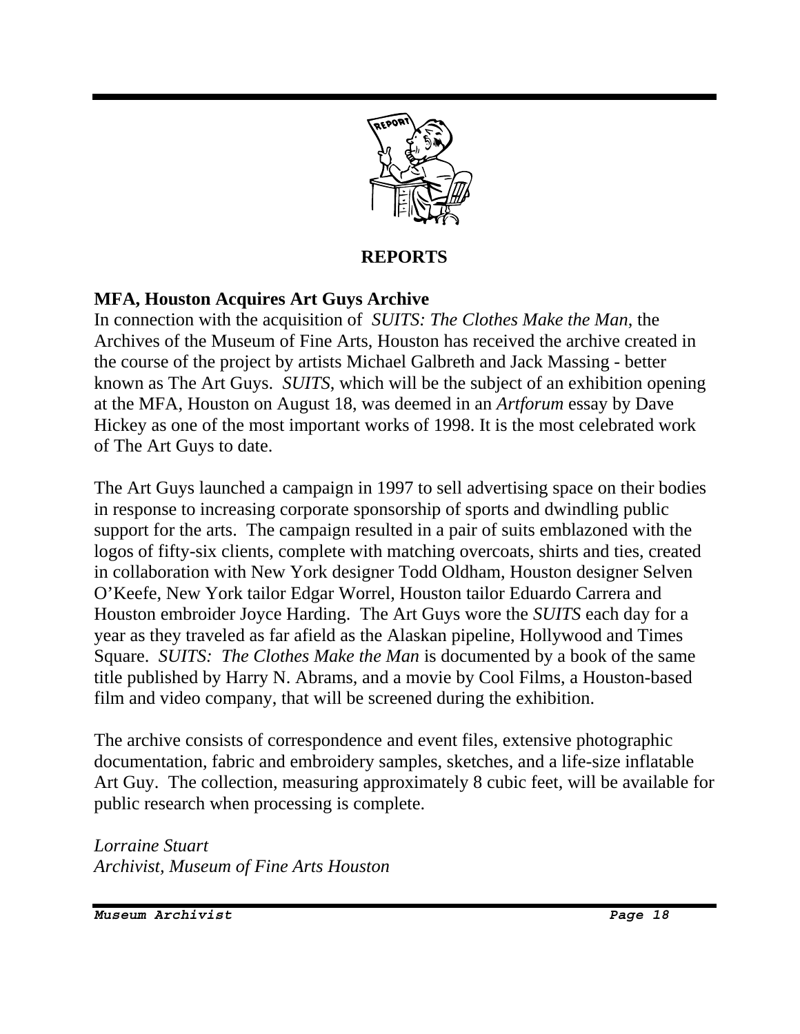## REPORTS

### MFA, Houston Acquires Art Guys Archive

In connection with the acquisition of *SUITS: The Clothes Make the Man*, the Archives of the Museum of Fine Arts, Houston has received the archive created in the course of the project by artists Michael Galbreth and Jack Massing - better known as The Art Guys. *SUITS*, which will be the subject of an exhibition opening at the MFA, Houston on August 18, was deemed in an *Artforum* essay by Dave Hickey as one of the most important works of 1998. It is the most celebrated work of The Art Guys to date.

The Art Guys launched a campaign in 1997 to sell advertising space on their bodies in response to increasing corporate sponsorship of sports and dwindling public support for the arts. The campaign resulted in a pair of suits emblazoned with the logos of fifty-six clients, complete with matching overcoats, shirts and ties, created in collaboration with New York designer Todd Oldham, Houston designer Selven O'Keefe, New York tailor Edgar Worrel, Houston tailor Eduardo Carrera and Houston embroider Joyce Harding. The Art Guys wore the *SUITS* each day for a year as they traveled as far afield as the Alaskan pipeline, Hollywood and Times Square. *SUITS: The Clothes Make the Man* is documented by a book of the same title published by Harry N. Abrams, and a movie by Cool Films, a Houston-based film and video company, that will be screened during the exhibition.

The archive consists of correspondence and event files, extensive photographic documentation, fabric and embroidery samples, sketches, and a life-size inflatable Art Guy. The collection, measuring approximately 8 cubic feet, will be available for public research when processing is complete.

*Lorraine Stuart*
*Archivist, Museum of Fine Arts Houston*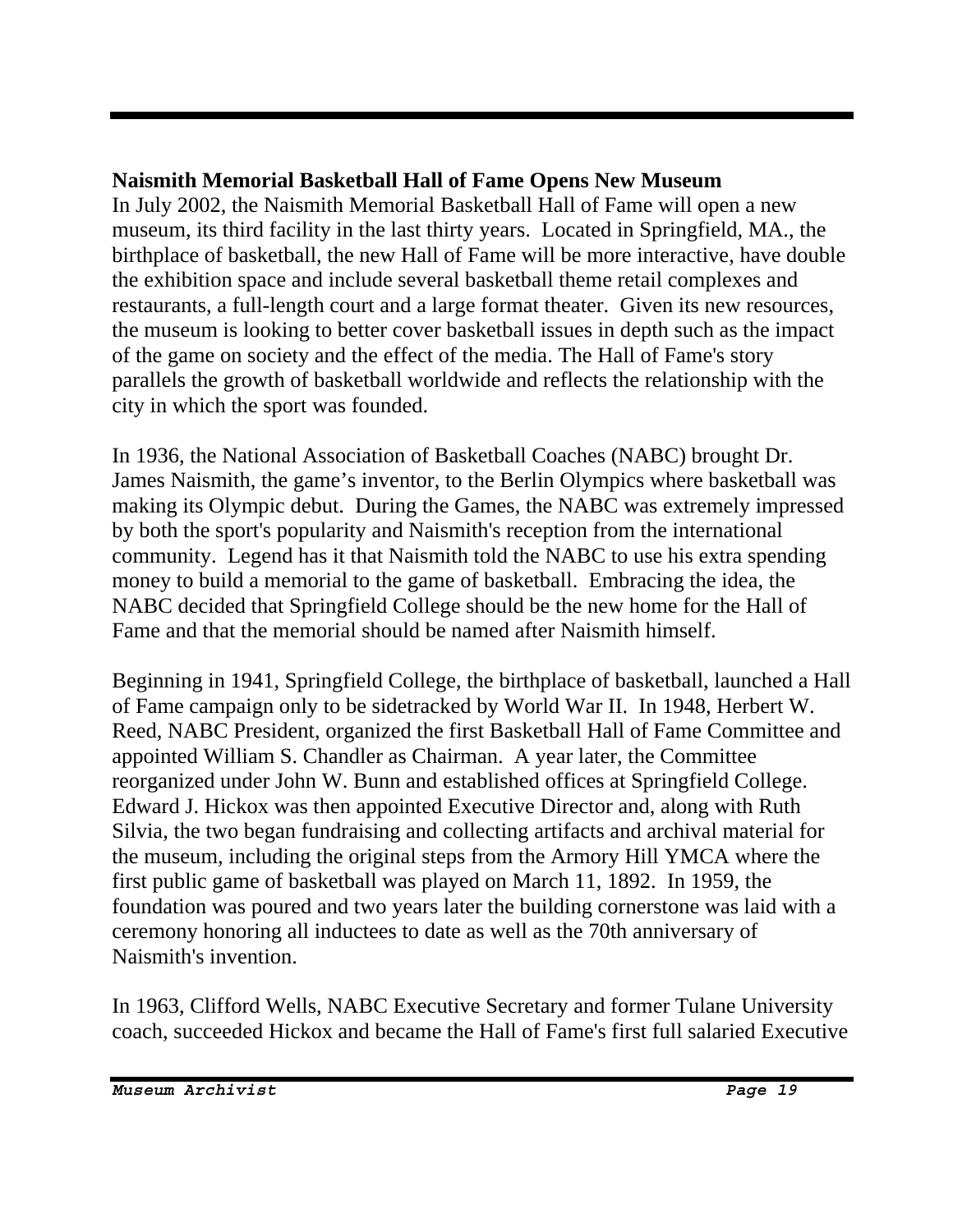**Naismith Memorial Basketball Hall of Fame Opens New Museum**

In July 2002, the Naismith Memorial Basketball Hall of Fame will open a new museum, its third facility in the last thirty years. Located in Springfield, MA., the birthplace of basketball, the new Hall of Fame will be more interactive, have double the exhibition space and include several basketball theme retail complexes and restaurants, a full-length court and a large format theater. Given its new resources, the museum is looking to better cover basketball issues in depth such as the impact of the game on society and the effect of the media. The Hall of Fame's story parallels the growth of basketball worldwide and reflects the relationship with the city in which the sport was founded.

In 1936, the National Association of Basketball Coaches (NABC) brought Dr. James Naismith, the game's inventor, to the Berlin Olympics where basketball was making its Olympic debut. During the Games, the NABC was extremely impressed by both the sport's popularity and Naismith's reception from the international community. Legend has it that Naismith told the NABC to use his extra spending money to build a memorial to the game of basketball. Embracing the idea, the NABC decided that Springfield College should be the new home for the Hall of Fame and that the memorial should be named after Naismith himself.

Beginning in 1941, Springfield College, the birthplace of basketball, launched a Hall of Fame campaign only to be sidetracked by World War II. In 1948, Herbert W. Reed, NABC President, organized the first Basketball Hall of Fame Committee and appointed William S. Chandler as Chairman. A year later, the Committee reorganized under John W. Bunn and established offices at Springfield College. Edward J. Hickox was then appointed Executive Director and, along with Ruth Silvia, the two began fundraising and collecting artifacts and archival material for the museum, including the original steps from the Armory Hill YMCA where the first public game of basketball was played on March 11, 1892. In 1959, the foundation was poured and two years later the building cornerstone was laid with a ceremony honoring all inductees to date as well as the 70th anniversary of Naismith's invention.

In 1963, Clifford Wells, NABC Executive Secretary and former Tulane University coach, succeeded Hickox and became the Hall of Fame's first full salaried Executive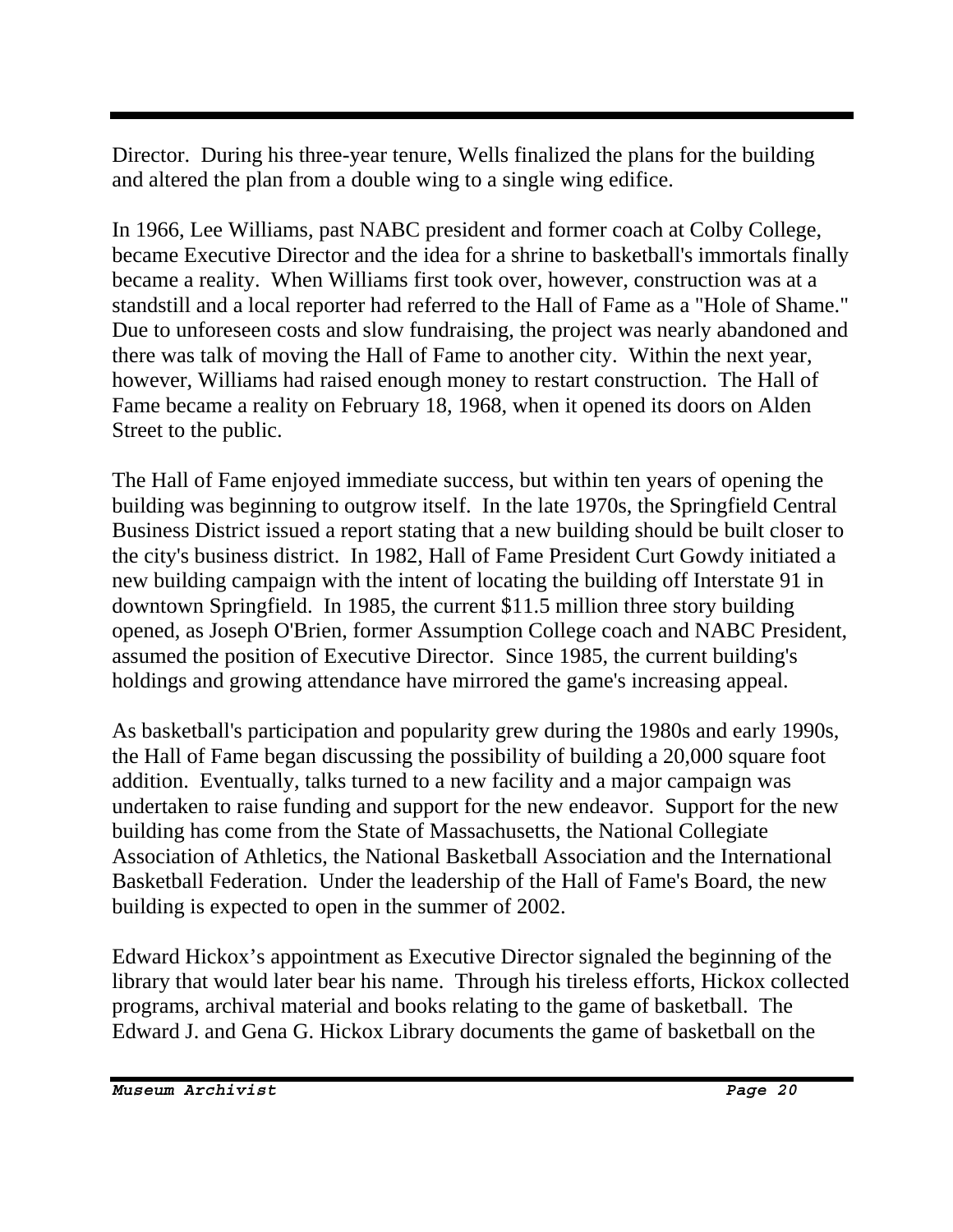Director. During his three-year tenure, Wells finalized the plans for the building and altered the plan from a double wing to a single wing edifice.

In 1966, Lee Williams, past NABC president and former coach at Colby College, became Executive Director and the idea for a shrine to basketball's immortals finally became a reality. When Williams first took over, however, construction was at a standstill and a local reporter had referred to the Hall of Fame as a "Hole of Shame." Due to unforeseen costs and slow fundraising, the project was nearly abandoned and there was talk of moving the Hall of Fame to another city. Within the next year, however, Williams had raised enough money to restart construction. The Hall of Fame became a reality on February 18, 1968, when it opened its doors on Alden Street to the public.

The Hall of Fame enjoyed immediate success, but within ten years of opening the building was beginning to outgrow itself. In the late 1970s, the Springfield Central Business District issued a report stating that a new building should be built closer to the city's business district. In 1982, Hall of Fame President Curt Gowdy initiated a new building campaign with the intent of locating the building off Interstate 91 in downtown Springfield. In 1985, the current \$11.5 million three story building opened, as Joseph O'Brien, former Assumption College coach and NABC President, assumed the position of Executive Director. Since 1985, the current building's holdings and growing attendance have mirrored the game's increasing appeal.

As basketball's participation and popularity grew during the 1980s and early 1990s, the Hall of Fame began discussing the possibility of building a 20,000 square foot addition. Eventually, talks turned to a new facility and a major campaign was undertaken to raise funding and support for the new endeavor. Support for the new building has come from the State of Massachusetts, the National Collegiate Association of Athletics, the National Basketball Association and the International Basketball Federation. Under the leadership of the Hall of Fame's Board, the new building is expected to open in the summer of 2002.

Edward Hickox's appointment as Executive Director signaled the beginning of the library that would later bear his name. Through his tireless efforts, Hickox collected programs, archival material and books relating to the game of basketball. The Edward J. and Gena G. Hickox Library documents the game of basketball on the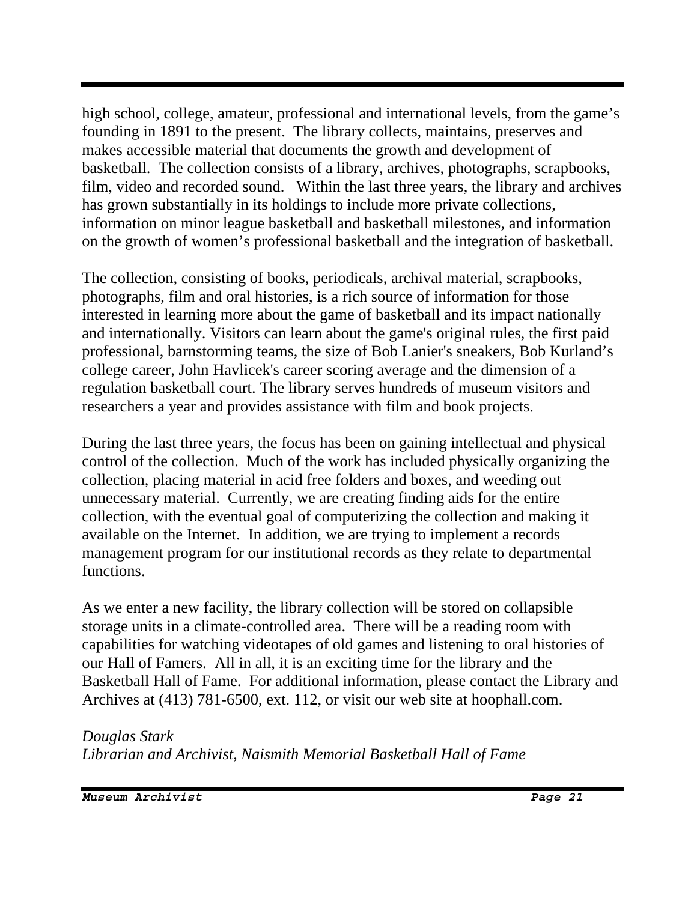high school, college, amateur, professional and international levels, from the game's founding in 1891 to the present. The library collects, maintains, preserves and makes accessible material that documents the growth and development of basketball. The collection consists of a library, archives, photographs, scrapbooks, film, video and recorded sound. Within the last three years, the library and archives has grown substantially in its holdings to include more private collections, information on minor league basketball and basketball milestones, and information on the growth of women's professional basketball and the integration of basketball.

The collection, consisting of books, periodicals, archival material, scrapbooks, photographs, film and oral histories, is a rich source of information for those interested in learning more about the game of basketball and its impact nationally and internationally. Visitors can learn about the game's original rules, the first paid professional, barnstorming teams, the size of Bob Lanier's sneakers, Bob Kurland's college career, John Havlicek's career scoring average and the dimension of a regulation basketball court. The library serves hundreds of museum visitors and researchers a year and provides assistance with film and book projects.

During the last three years, the focus has been on gaining intellectual and physical control of the collection. Much of the work has included physically organizing the collection, placing material in acid free folders and boxes, and weeding out unnecessary material. Currently, we are creating finding aids for the entire collection, with the eventual goal of computerizing the collection and making it available on the Internet. In addition, we are trying to implement a records management program for our institutional records as they relate to departmental functions.

As we enter a new facility, the library collection will be stored on collapsible storage units in a climate-controlled area. There will be a reading room with capabilities for watching videotapes of old games and listening to oral histories of our Hall of Famers. All in all, it is an exciting time for the library and the Basketball Hall of Fame. For additional information, please contact the Library and Archives at (413) 781-6500, ext. 112, or visit our web site at hoophall.com.

*Douglas Stark*
*Librarian and Archivist, Naismith Memorial Basketball Hall of Fame*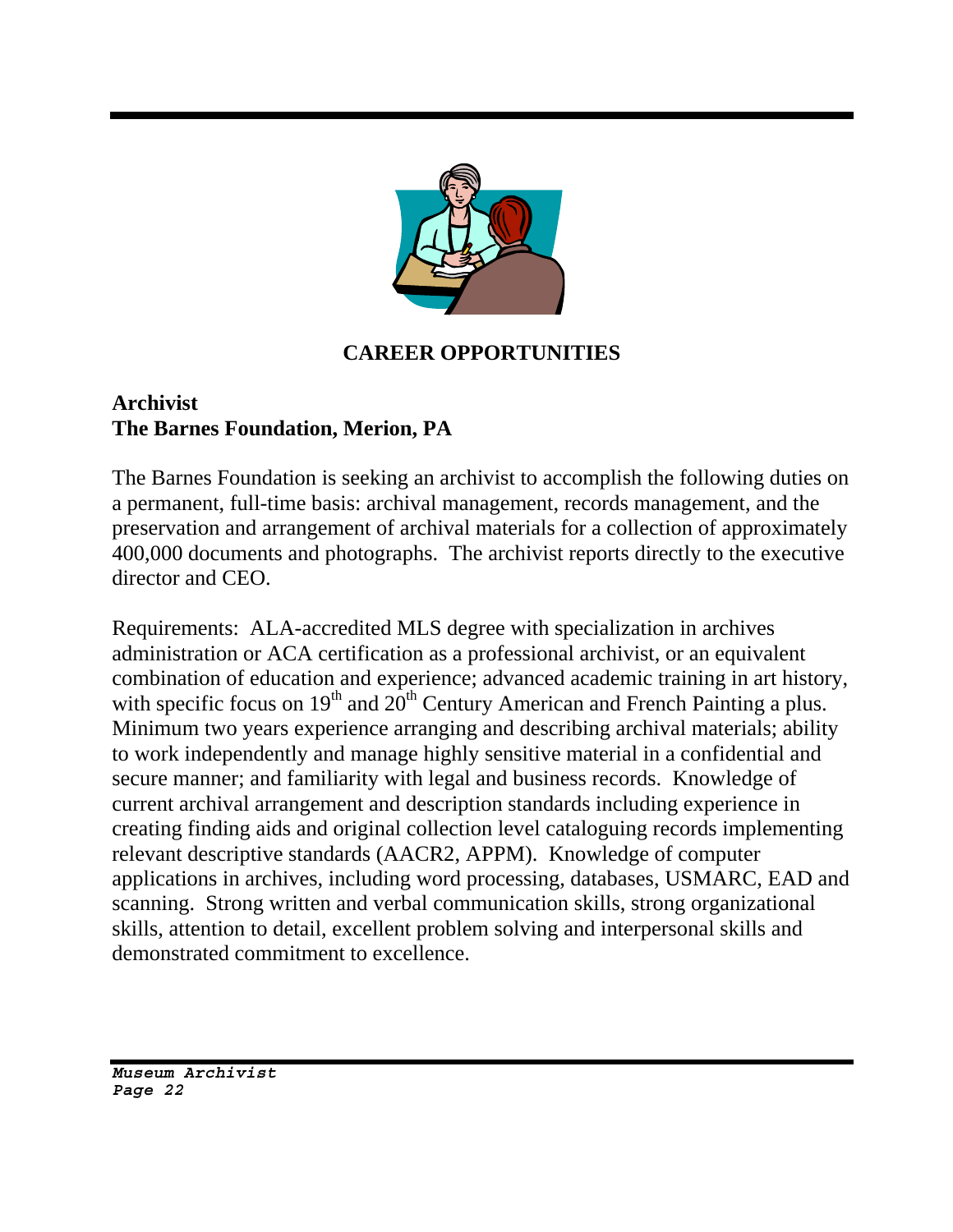## CAREER OPPORTUNITIES

**Archivist**
**The Barnes Foundation, Merion, PA**

The Barnes Foundation is seeking an archivist to accomplish the following duties on a permanent, full-time basis: archival management, records management, and the preservation and arrangement of archival materials for a collection of approximately 400,000 documents and photographs. The archivist reports directly to the executive director and CEO.

Requirements: ALA-accredited MLS degree with specialization in archives administration or ACA certification as a professional archivist, or an equivalent combination of education and experience; advanced academic training in art history, with specific focus on 19th and 20th Century American and French Painting a plus. Minimum two years experience arranging and describing archival materials; ability to work independently and manage highly sensitive material in a confidential and secure manner; and familiarity with legal and business records. Knowledge of current archival arrangement and description standards including experience in creating finding aids and original collection level cataloguing records implementing relevant descriptive standards (AACR2, APPM). Knowledge of computer applications in archives, including word processing, databases, USMARC, EAD and scanning. Strong written and verbal communication skills, strong organizational skills, attention to detail, excellent problem solving and interpersonal skills and demonstrated commitment to excellence.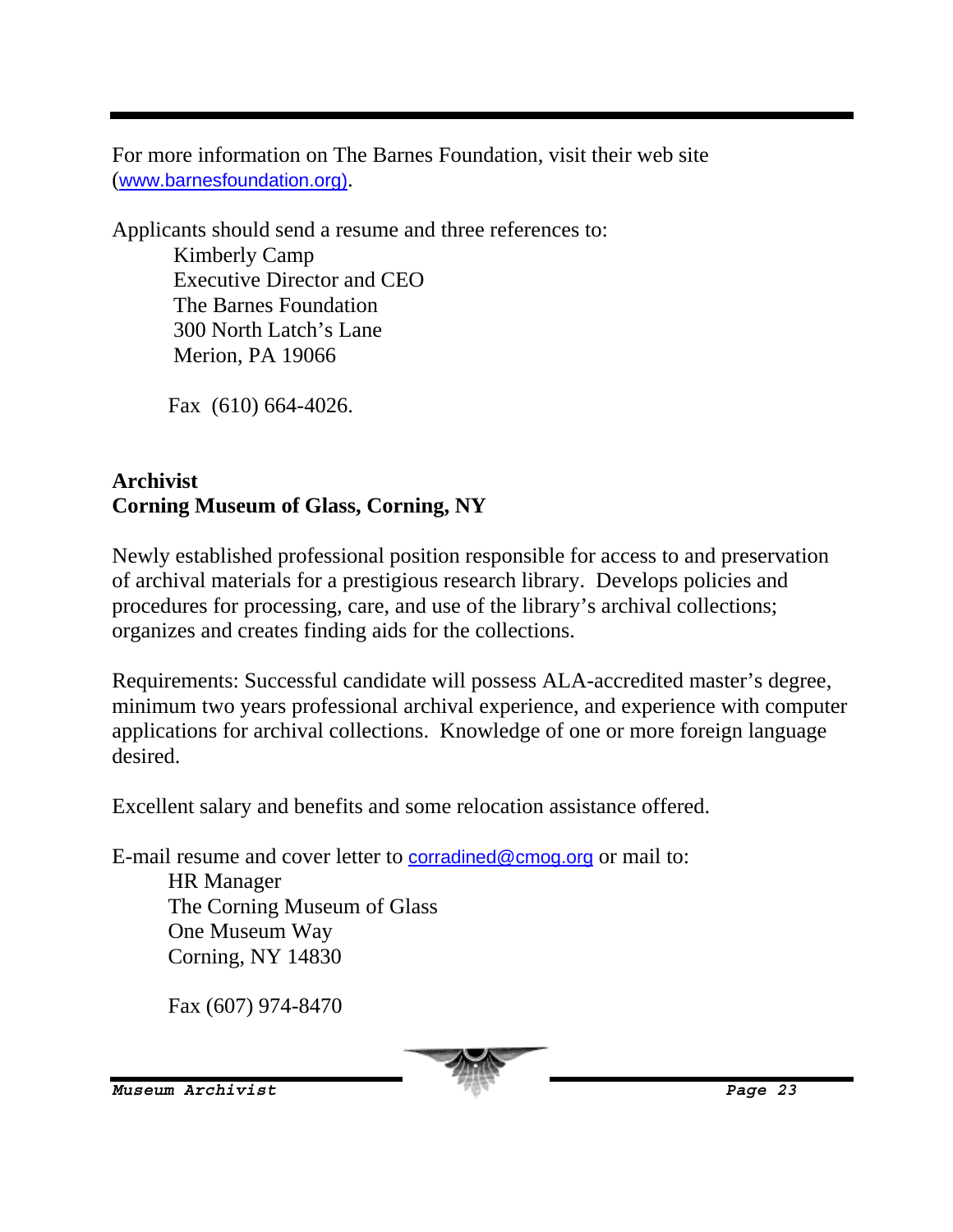For more information on The Barnes Foundation, visit their web site (www.barnesfoundation.org).

Applicants should send a resume and three references to:

Kimberly Camp
Executive Director and CEO
The Barnes Foundation
300 North Latch's Lane
Merion, PA 19066

Fax (610) 664-4026.

**Archivist**
**Corning Museum of Glass, Corning, NY**

Newly established professional position responsible for access to and preservation of archival materials for a prestigious research library. Develops policies and procedures for processing, care, and use of the library's archival collections; organizes and creates finding aids for the collections.

Requirements: Successful candidate will possess ALA-accredited master's degree, minimum two years professional archival experience, and experience with computer applications for archival collections. Knowledge of one or more foreign language desired.

Excellent salary and benefits and some relocation assistance offered.

E-mail resume and cover letter to corradined@cmog.org or mail to:

HR Manager
The Corning Museum of Glass
One Museum Way
Corning, NY 14830

Fax (607) 974-8470